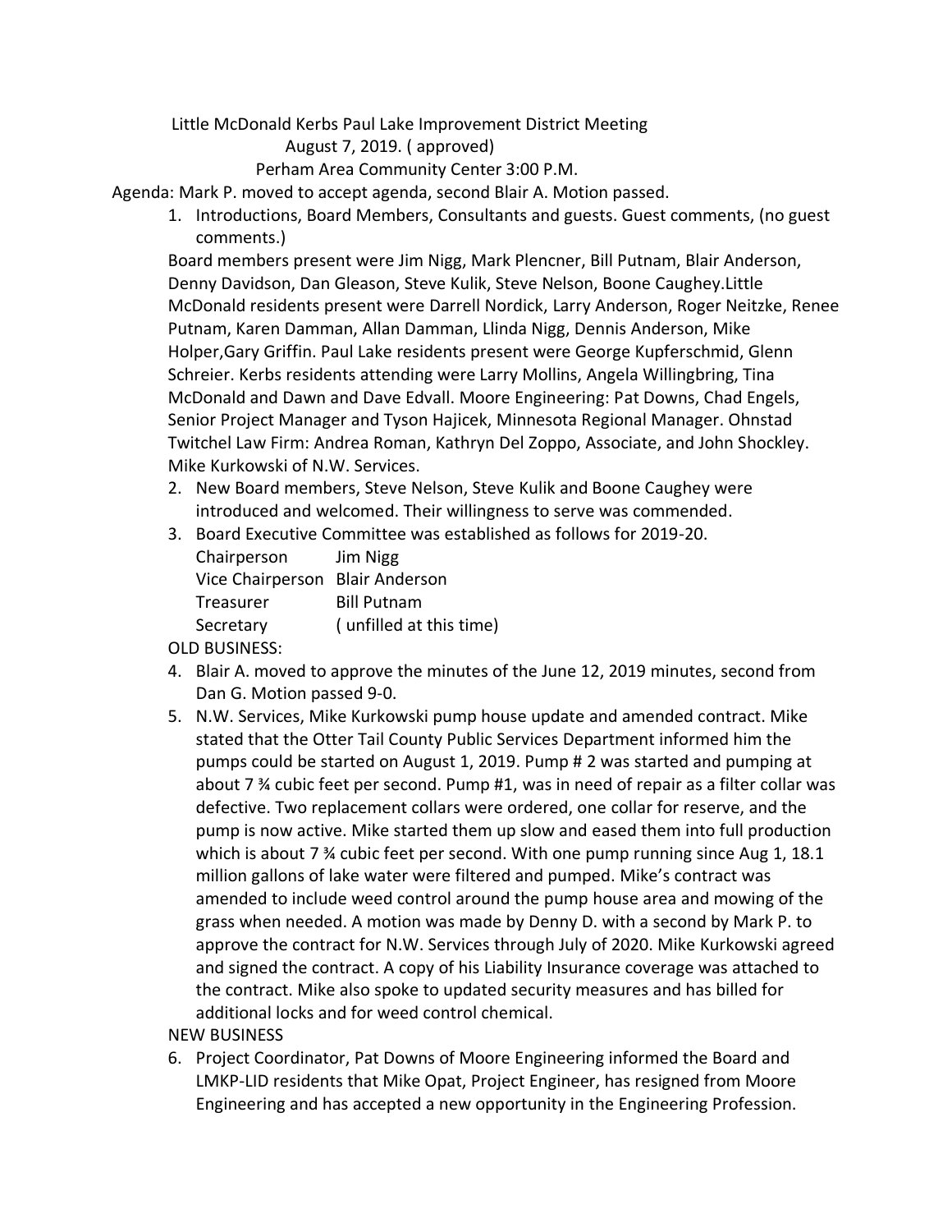Little McDonald Kerbs Paul Lake Improvement District Meeting

August 7, 2019. ( approved)

Perham Area Community Center 3:00 P.M.

Agenda: Mark P. moved to accept agenda, second Blair A. Motion passed.

1. Introductions, Board Members, Consultants and guests. Guest comments, (no guest comments.)

Board members present were Jim Nigg, Mark Plencner, Bill Putnam, Blair Anderson, Denny Davidson, Dan Gleason, Steve Kulik, Steve Nelson, Boone Caughey.Little McDonald residents present were Darrell Nordick, Larry Anderson, Roger Neitzke, Renee Putnam, Karen Damman, Allan Damman, Llinda Nigg, Dennis Anderson, Mike Holper,Gary Griffin. Paul Lake residents present were George Kupferschmid, Glenn Schreier. Kerbs residents attending were Larry Mollins, Angela Willingbring, Tina McDonald and Dawn and Dave Edvall. Moore Engineering: Pat Downs, Chad Engels, Senior Project Manager and Tyson Hajicek, Minnesota Regional Manager. Ohnstad Twitchel Law Firm: Andrea Roman, Kathryn Del Zoppo, Associate, and John Shockley. Mike Kurkowski of N.W. Services.

2. New Board members, Steve Nelson, Steve Kulik and Boone Caughey were introduced and welcomed. Their willingness to serve was commended.
3. Board Executive Committee was established as follows for 2019-20.

| | |
|---|---|
| Chairperson | Jim Nigg |
| Vice Chairperson | Blair Anderson |
| Treasurer | Bill Putnam |
| Secretary | ( unfilled at this time) |

OLD BUSINESS:

4. Blair A. moved to approve the minutes of the June 12, 2019 minutes, second from Dan G. Motion passed 9-0.
5. N.W. Services, Mike Kurkowski pump house update and amended contract. Mike stated that the Otter Tail County Public Services Department informed him the pumps could be started on August 1, 2019. Pump # 2 was started and pumping at about 7 ¾ cubic feet per second. Pump #1, was in need of repair as a filter collar was defective. Two replacement collars were ordered, one collar for reserve, and the pump is now active. Mike started them up slow and eased them into full production which is about 7 ¾ cubic feet per second. With one pump running since Aug 1, 18.1 million gallons of lake water were filtered and pumped. Mike's contract was amended to include weed control around the pump house area and mowing of the grass when needed. A motion was made by Denny D. with a second by Mark P. to approve the contract for N.W. Services through July of 2020. Mike Kurkowski agreed and signed the contract. A copy of his Liability Insurance coverage was attached to the contract. Mike also spoke to updated security measures and has billed for additional locks and for weed control chemical.

NEW BUSINESS

6. Project Coordinator, Pat Downs of Moore Engineering informed the Board and LMKP-LID residents that Mike Opat, Project Engineer, has resigned from Moore Engineering and has accepted a new opportunity in the Engineering Profession.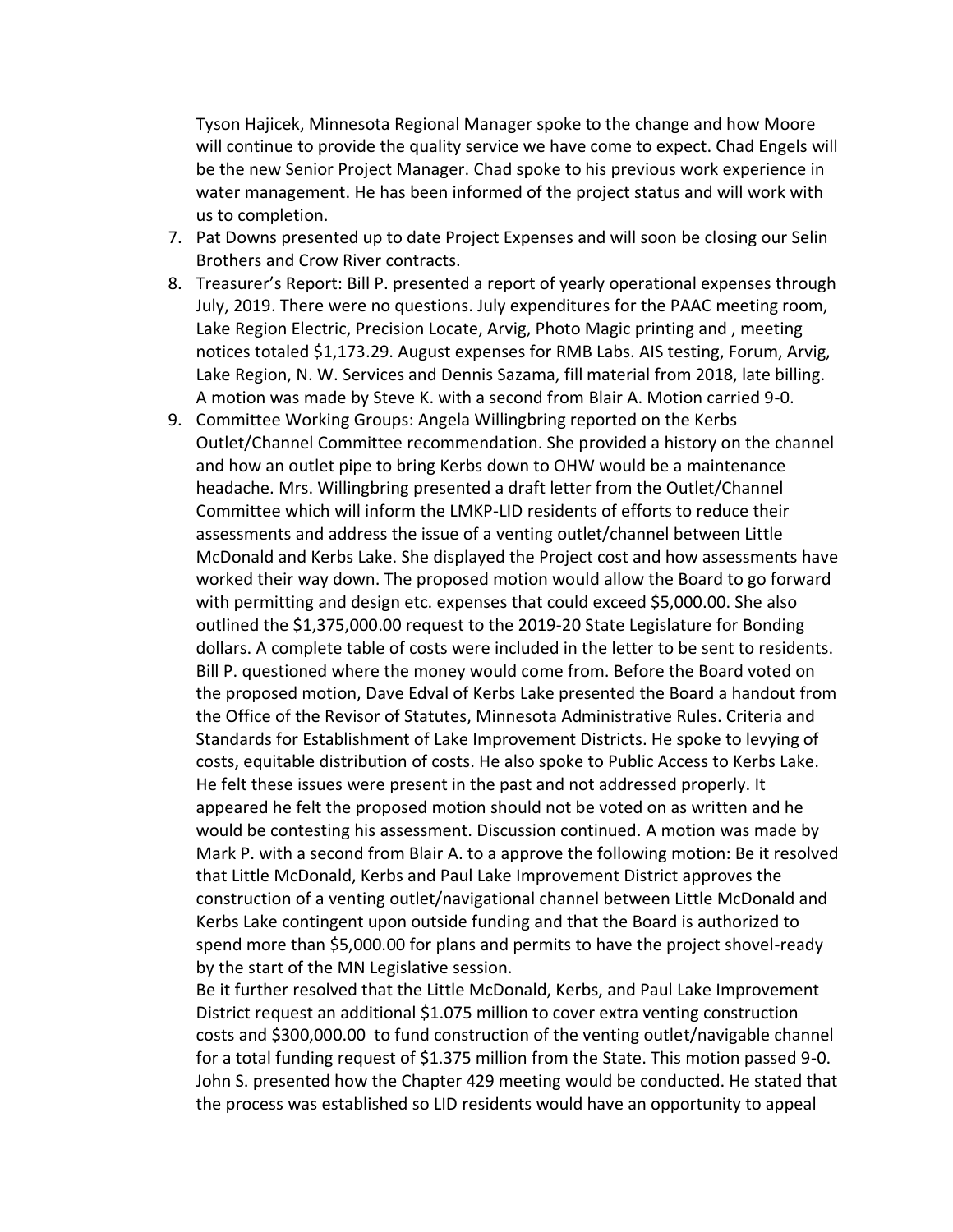Tyson Hajicek, Minnesota Regional Manager spoke to the change and how Moore will continue to provide the quality service we have come to expect. Chad Engels will be the new Senior Project Manager. Chad spoke to his previous work experience in water management. He has been informed of the project status and will work with us to completion.

7. Pat Downs presented up to date Project Expenses and will soon be closing our Selin Brothers and Crow River contracts.
8. Treasurer's Report: Bill P. presented a report of yearly operational expenses through July, 2019. There were no questions. July expenditures for the PAAC meeting room, Lake Region Electric, Precision Locate, Arvig, Photo Magic printing and , meeting notices totaled $1,173.29. August expenses for RMB Labs. AIS testing, Forum, Arvig, Lake Region, N. W. Services and Dennis Sazama, fill material from 2018, late billing. A motion was made by Steve K. with a second from Blair A. Motion carried 9-0.
9. Committee Working Groups: Angela Willingbring reported on the Kerbs Outlet/Channel Committee recommendation. She provided a history on the channel and how an outlet pipe to bring Kerbs down to OHW would be a maintenance headache. Mrs. Willingbring presented a draft letter from the Outlet/Channel Committee which will inform the LMKP-LID residents of efforts to reduce their assessments and address the issue of a venting outlet/channel between Little McDonald and Kerbs Lake. She displayed the Project cost and how assessments have worked their way down. The proposed motion would allow the Board to go forward with permitting and design etc. expenses that could exceed $5,000.00. She also outlined the $1,375,000.00 request to the 2019-20 State Legislature for Bonding dollars. A complete table of costs were included in the letter to be sent to residents. Bill P. questioned where the money would come from. Before the Board voted on the proposed motion, Dave Edval of Kerbs Lake presented the Board a handout from the Office of the Revisor of Statutes, Minnesota Administrative Rules. Criteria and Standards for Establishment of Lake Improvement Districts. He spoke to levying of costs, equitable distribution of costs. He also spoke to Public Access to Kerbs Lake. He felt these issues were present in the past and not addressed properly. It appeared he felt the proposed motion should not be voted on as written and he would be contesting his assessment. Discussion continued. A motion was made by Mark P. with a second from Blair A. to a approve the following motion: Be it resolved that Little McDonald, Kerbs and Paul Lake Improvement District approves the construction of a venting outlet/navigational channel between Little McDonald and Kerbs Lake contingent upon outside funding and that the Board is authorized to spend more than $5,000.00 for plans and permits to have the project shovel-ready by the start of the MN Legislative session.

   Be it further resolved that the Little McDonald, Kerbs, and Paul Lake Improvement District request an additional $1.075 million to cover extra venting construction costs and $300,000.00 to fund construction of the venting outlet/navigable channel for a total funding request of $1.375 million from the State. This motion passed 9-0. John S. presented how the Chapter 429 meeting would be conducted. He stated that the process was established so LID residents would have an opportunity to appeal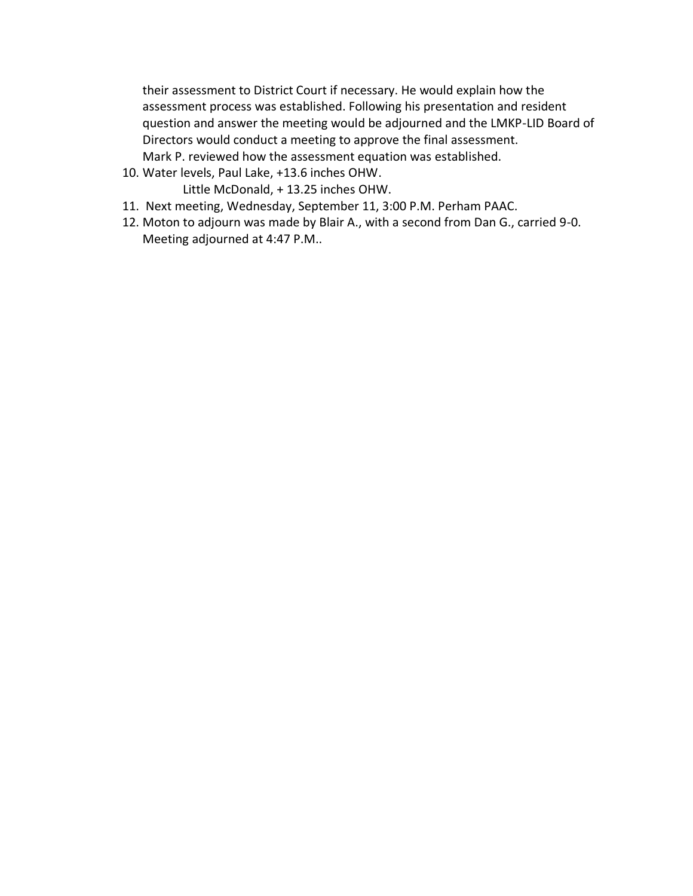their assessment to District Court if necessary. He would explain how the assessment process was established. Following his presentation and resident question and answer the meeting would be adjourned and the LMKP-LID Board of Directors would conduct a meeting to approve the final assessment.
Mark P. reviewed how the assessment equation was established.

10. Water levels, Paul Lake, +13.6 inches OHW.
    Little McDonald, + 13.25 inches OHW.
11. Next meeting, Wednesday, September 11, 3:00 P.M. Perham PAAC.
12. Moton to adjourn was made by Blair A., with a second from Dan G., carried 9-0. Meeting adjourned at 4:47 P.M..